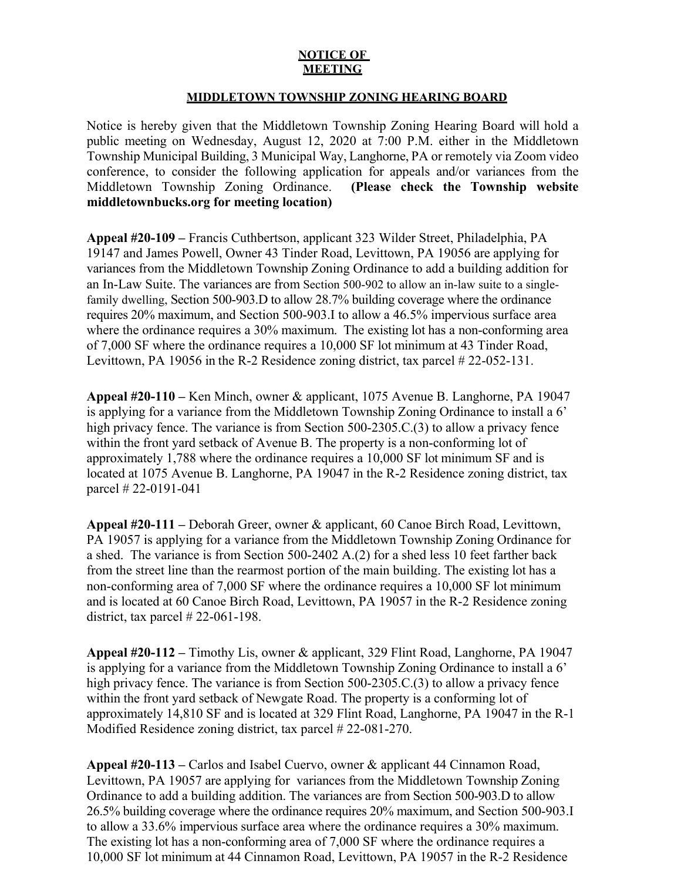**NOTICE OF MEETING**

**MIDDLETOWN TOWNSHIP ZONING HEARING BOARD**

Notice is hereby given that the Middletown Township Zoning Hearing Board will hold a public meeting on Wednesday, August 12, 2020 at 7:00 P.M. either in the Middletown Township Municipal Building, 3 Municipal Way, Langhorne, PA or remotely via Zoom video conference, to consider the following application for appeals and/or variances from the Middletown Township Zoning Ordinance. **(Please check the Township website middletownbucks.org for meeting location)**

**Appeal #20-109 –** Francis Cuthbertson, applicant 323 Wilder Street, Philadelphia, PA 19147 and James Powell, Owner 43 Tinder Road, Levittown, PA 19056 are applying for variances from the Middletown Township Zoning Ordinance to add a building addition for an In-Law Suite. The variances are from Section 500-902 to allow an in-law suite to a single-family dwelling, Section 500-903.D to allow 28.7% building coverage where the ordinance requires 20% maximum, and Section 500-903.I to allow a 46.5% impervious surface area where the ordinance requires a 30% maximum. The existing lot has a non-conforming area of 7,000 SF where the ordinance requires a 10,000 SF lot minimum at 43 Tinder Road, Levittown, PA 19056 in the R-2 Residence zoning district, tax parcel # 22-052-131.

**Appeal #20-110 –** Ken Minch, owner & applicant, 1075 Avenue B. Langhorne, PA 19047 is applying for a variance from the Middletown Township Zoning Ordinance to install a 6' high privacy fence. The variance is from Section 500-2305.C.(3) to allow a privacy fence within the front yard setback of Avenue B. The property is a non-conforming lot of approximately 1,788 where the ordinance requires a 10,000 SF lot minimum SF and is located at 1075 Avenue B. Langhorne, PA 19047 in the R-2 Residence zoning district, tax parcel # 22-0191-041

**Appeal #20-111 –** Deborah Greer, owner & applicant, 60 Canoe Birch Road, Levittown, PA 19057 is applying for a variance from the Middletown Township Zoning Ordinance for a shed. The variance is from Section 500-2402 A.(2) for a shed less 10 feet farther back from the street line than the rearmost portion of the main building. The existing lot has a non-conforming area of 7,000 SF where the ordinance requires a 10,000 SF lot minimum and is located at 60 Canoe Birch Road, Levittown, PA 19057 in the R-2 Residence zoning district, tax parcel # 22-061-198.

**Appeal #20-112 –** Timothy Lis, owner & applicant, 329 Flint Road, Langhorne, PA 19047 is applying for a variance from the Middletown Township Zoning Ordinance to install a 6' high privacy fence. The variance is from Section 500-2305.C.(3) to allow a privacy fence within the front yard setback of Newgate Road. The property is a conforming lot of approximately 14,810 SF and is located at 329 Flint Road, Langhorne, PA 19047 in the R-1 Modified Residence zoning district, tax parcel # 22-081-270.

**Appeal #20-113 –** Carlos and Isabel Cuervo, owner & applicant 44 Cinnamon Road, Levittown, PA 19057 are applying for variances from the Middletown Township Zoning Ordinance to add a building addition. The variances are from Section 500-903.D to allow 26.5% building coverage where the ordinance requires 20% maximum, and Section 500-903.I to allow a 33.6% impervious surface area where the ordinance requires a 30% maximum. The existing lot has a non-conforming area of 7,000 SF where the ordinance requires a 10,000 SF lot minimum at 44 Cinnamon Road, Levittown, PA 19057 in the R-2 Residence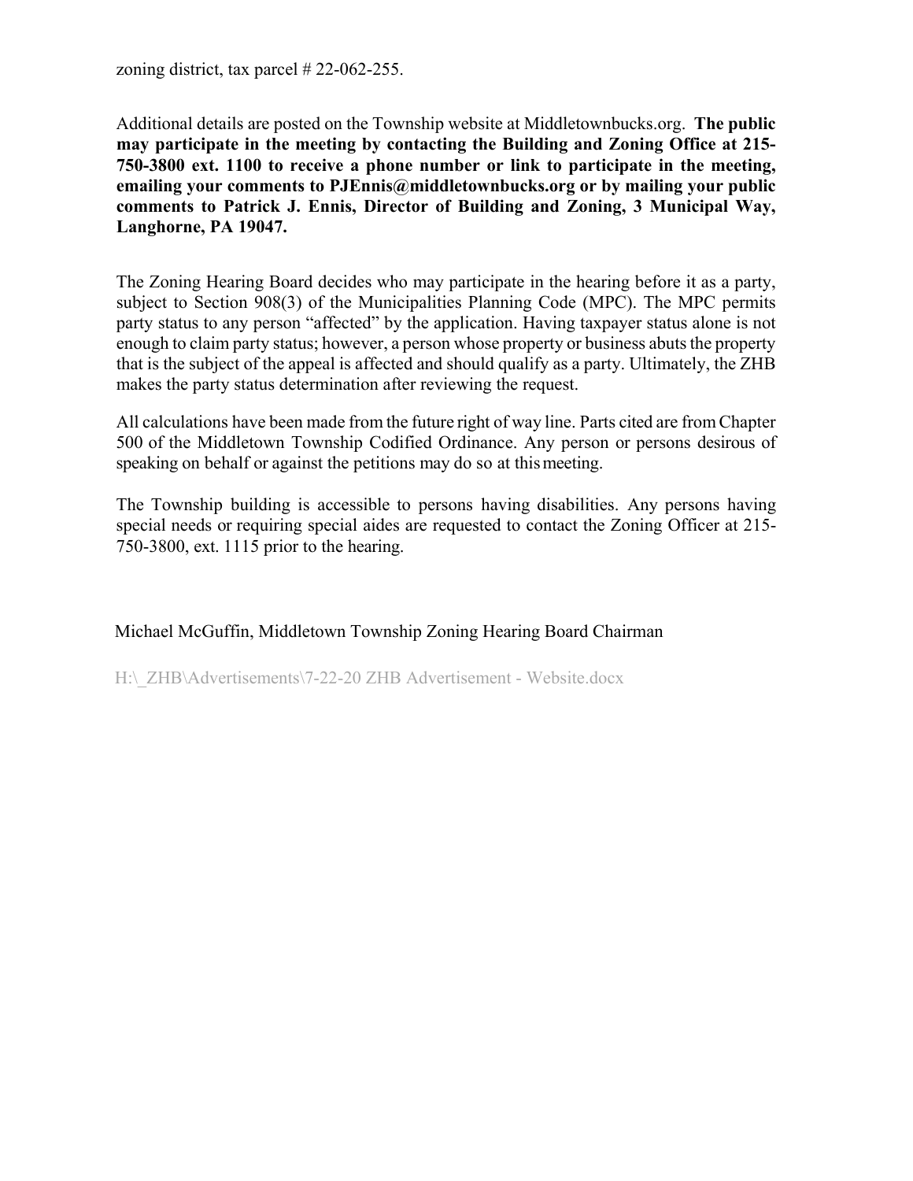zoning district, tax parcel # 22-062-255.

Additional details are posted on the Township website at Middletownbucks.org. **The public may participate in the meeting by contacting the Building and Zoning Office at 215-750-3800 ext. 1100 to receive a phone number or link to participate in the meeting, emailing your comments to PJEnnis@middletownbucks.org or by mailing your public comments to Patrick J. Ennis, Director of Building and Zoning, 3 Municipal Way, Langhorne, PA 19047.**

The Zoning Hearing Board decides who may participate in the hearing before it as a party, subject to Section 908(3) of the Municipalities Planning Code (MPC). The MPC permits party status to any person "affected" by the application. Having taxpayer status alone is not enough to claim party status; however, a person whose property or business abuts the property that is the subject of the appeal is affected and should qualify as a party. Ultimately, the ZHB makes the party status determination after reviewing the request.

All calculations have been made from the future right of way line. Parts cited are from Chapter 500 of the Middletown Township Codified Ordinance. Any person or persons desirous of speaking on behalf or against the petitions may do so at this meeting.

The Township building is accessible to persons having disabilities. Any persons having special needs or requiring special aides are requested to contact the Zoning Officer at 215-750-3800, ext. 1115 prior to the hearing.

Michael McGuffin, Middletown Township Zoning Hearing Board Chairman

H:\_ZHB\Advertisements\7-22-20 ZHB Advertisement - Website.docx